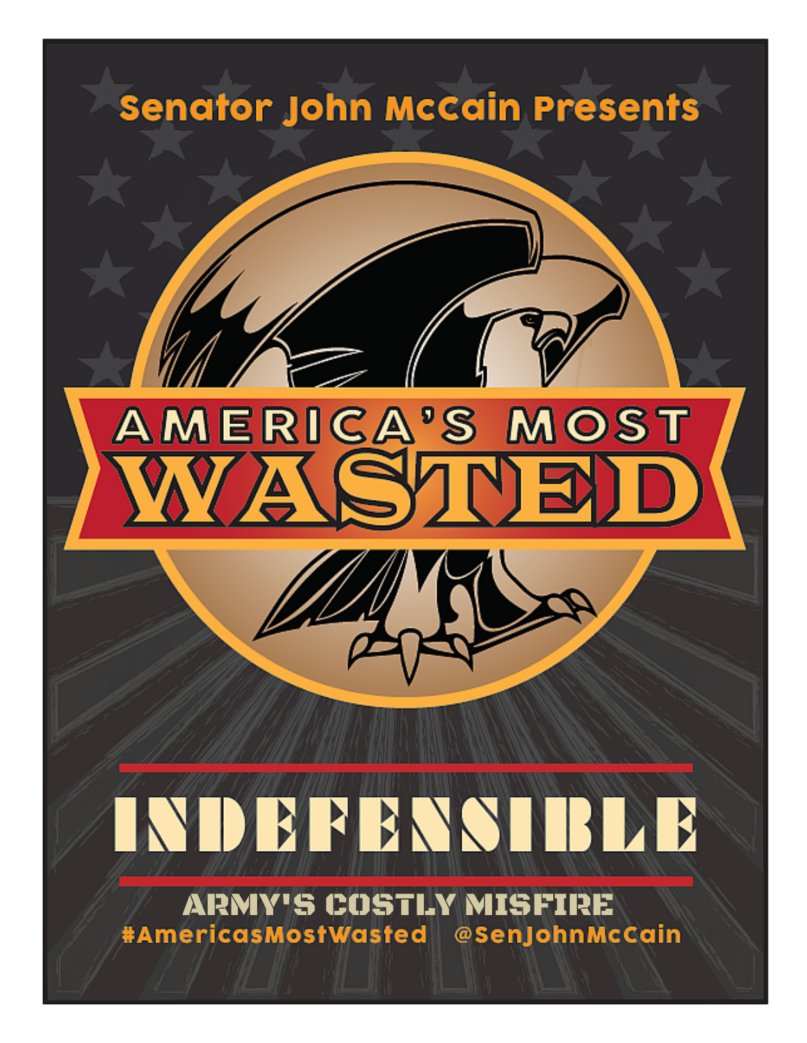Senator John McCain Presents

# AMERICA'S MOST WASTED

# INDEFENSIBLE

## ARMY'S COSTLY MISFIRE

#AmericasMostWasted @SenJohnMcCain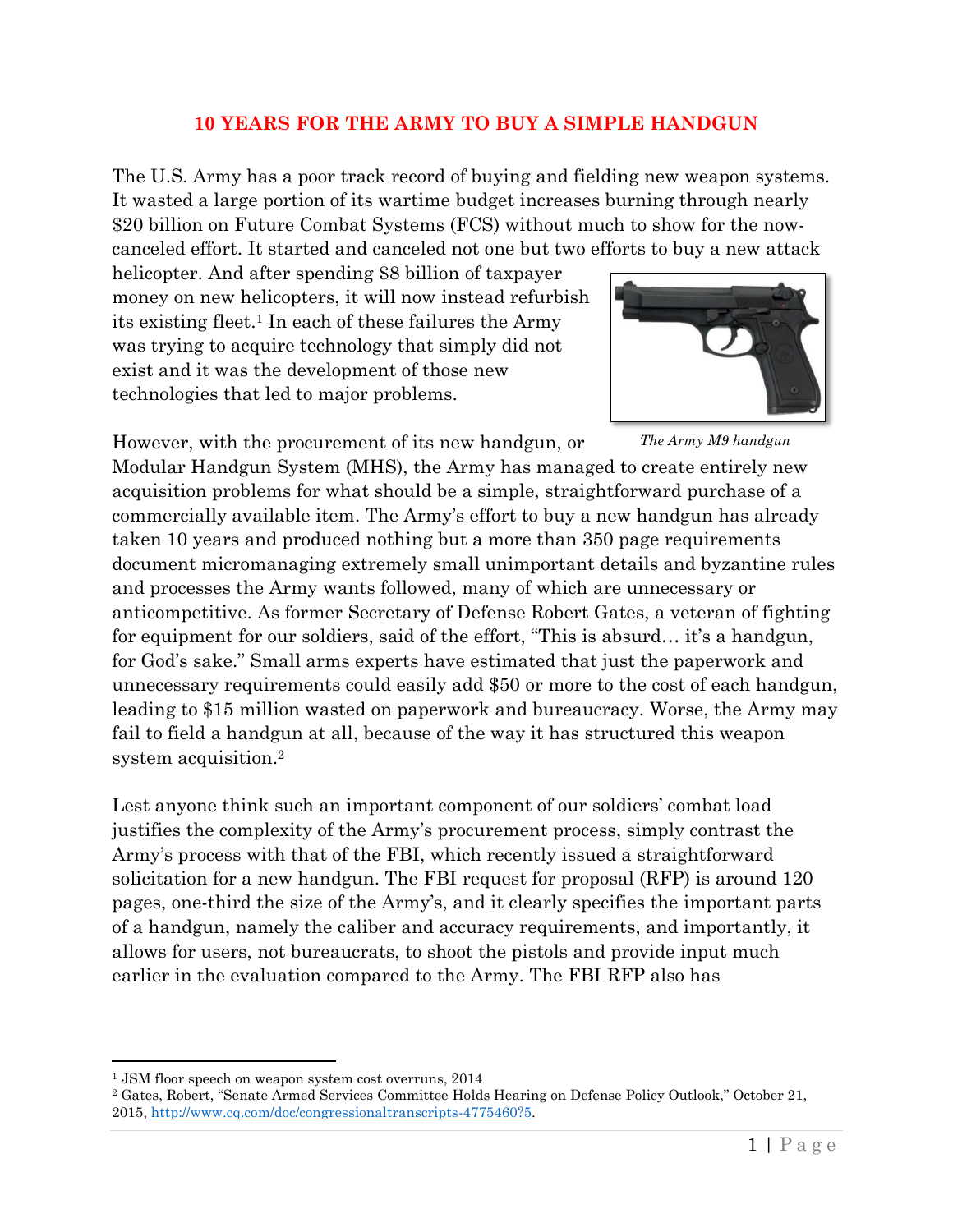# 10 YEARS FOR THE ARMY TO BUY A SIMPLE HANDGUN

The U.S. Army has a poor track record of buying and fielding new weapon systems. It wasted a large portion of its wartime budget increases burning through nearly $20 billion on Future Combat Systems (FCS) without much to show for the now-canceled effort. It started and canceled not one but two efforts to buy a new attack helicopter. And after spending $8 billion of taxpayer money on new helicopters, it will now instead refurbish its existing fleet.[1] In each of these failures the Army was trying to acquire technology that simply did not exist and it was the development of those new technologies that led to major problems.

*The Army M9 handgun*

However, with the procurement of its new handgun, or Modular Handgun System (MHS), the Army has managed to create entirely new acquisition problems for what should be a simple, straightforward purchase of a commercially available item. The Army's effort to buy a new handgun has already taken 10 years and produced nothing but a more than 350 page requirements document micromanaging extremely small unimportant details and byzantine rules and processes the Army wants followed, many of which are unnecessary or anticompetitive. As former Secretary of Defense Robert Gates, a veteran of fighting for equipment for our soldiers, said of the effort, "This is absurd… it's a handgun, for God's sake." Small arms experts have estimated that just the paperwork and unnecessary requirements could easily add $50 or more to the cost of each handgun, leading to $15 million wasted on paperwork and bureaucracy. Worse, the Army may fail to field a handgun at all, because of the way it has structured this weapon system acquisition.[2]

Lest anyone think such an important component of our soldiers' combat load justifies the complexity of the Army's procurement process, simply contrast the Army's process with that of the FBI, which recently issued a straightforward solicitation for a new handgun. The FBI request for proposal (RFP) is around 120 pages, one-third the size of the Army's, and it clearly specifies the important parts of a handgun, namely the caliber and accuracy requirements, and importantly, it allows for users, not bureaucrats, to shoot the pistols and provide input much earlier in the evaluation compared to the Army. The FBI RFP also has

---

[1] JSM floor speech on weapon system cost overruns, 2014

[2] Gates, Robert, "Senate Armed Services Committee Holds Hearing on Defense Policy Outlook," October 21, 2015, http://www.cq.com/doc/congressionaltranscripts-4775460?5.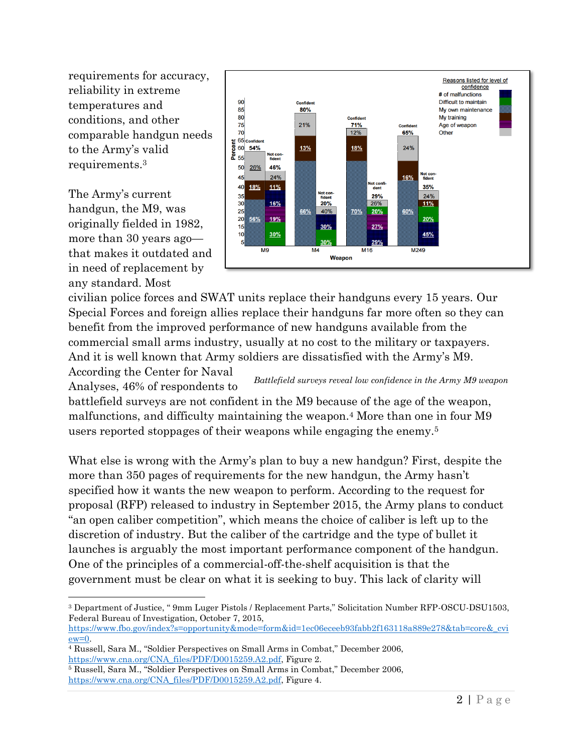requirements for accuracy, reliability in extreme temperatures and conditions, and other comparable handgun needs to the Army's valid requirements.[3]

The Army's current handgun, the M9, was originally fielded in 1982, more than 30 years ago—that makes it outdated and in need of replacement by any standard. Most civilian police forces and SWAT units replace their handguns every 15 years. Our Special Forces and foreign allies replace their handguns far more often so they can benefit from the improved performance of new handguns available from the commercial small arms industry, usually at no cost to the military or taxpayers. And it is well known that Army soldiers are dissatisfied with the Army's M9. According the Center for Naval Analyses, 46% of respondents to battlefield surveys are not confident in the M9 because of the age of the weapon, malfunctions, and difficulty maintaining the weapon.[4] More than one in four M9 users reported stoppages of their weapons while engaging the enemy.[5]

*Battlefield surveys reveal low confidence in the Army M9 weapon*

What else is wrong with the Army's plan to buy a new handgun? First, despite the more than 350 pages of requirements for the new handgun, the Army hasn't specified how it wants the new weapon to perform. According to the request for proposal (RFP) released to industry in September 2015, the Army plans to conduct "an open caliber competition", which means the choice of caliber is left up to the discretion of industry. But the caliber of the cartridge and the type of bullet it launches is arguably the most important performance component of the handgun. One of the principles of a commercial-off-the-shelf acquisition is that the government must be clear on what it is seeking to buy. This lack of clarity will

---

[3] Department of Justice, " 9mm Luger Pistols / Replacement Parts," Solicitation Number RFP-OSCU-DSU1503, Federal Bureau of Investigation, October 7, 2015, https://www.fbo.gov/index?s=opportunity&mode=form&id=1ec06eceeb93fabb2f163118a889e278&tab=core&_cview=0.

[4] Russell, Sara M., "Soldier Perspectives on Small Arms in Combat," December 2006, https://www.cna.org/CNA_files/PDF/D0015259.A2.pdf, Figure 2.

[5] Russell, Sara M., "Soldier Perspectives on Small Arms in Combat," December 2006, https://www.cna.org/CNA_files/PDF/D0015259.A2.pdf, Figure 4.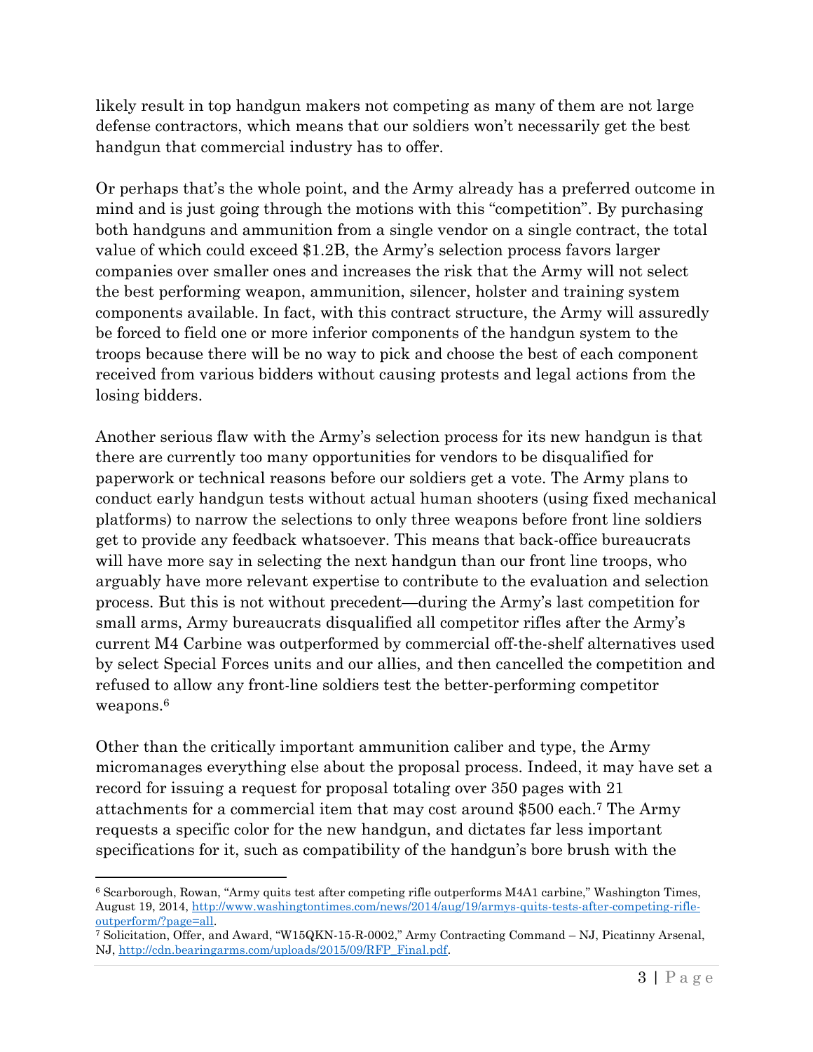likely result in top handgun makers not competing as many of them are not large defense contractors, which means that our soldiers won't necessarily get the best handgun that commercial industry has to offer.

Or perhaps that's the whole point, and the Army already has a preferred outcome in mind and is just going through the motions with this "competition". By purchasing both handguns and ammunition from a single vendor on a single contract, the total value of which could exceed $1.2B, the Army's selection process favors larger companies over smaller ones and increases the risk that the Army will not select the best performing weapon, ammunition, silencer, holster and training system components available. In fact, with this contract structure, the Army will assuredly be forced to field one or more inferior components of the handgun system to the troops because there will be no way to pick and choose the best of each component received from various bidders without causing protests and legal actions from the losing bidders.

Another serious flaw with the Army's selection process for its new handgun is that there are currently too many opportunities for vendors to be disqualified for paperwork or technical reasons before our soldiers get a vote. The Army plans to conduct early handgun tests without actual human shooters (using fixed mechanical platforms) to narrow the selections to only three weapons before front line soldiers get to provide any feedback whatsoever. This means that back-office bureaucrats will have more say in selecting the next handgun than our front line troops, who arguably have more relevant expertise to contribute to the evaluation and selection process. But this is not without precedent—during the Army's last competition for small arms, Army bureaucrats disqualified all competitor rifles after the Army's current M4 Carbine was outperformed by commercial off-the-shelf alternatives used by select Special Forces units and our allies, and then cancelled the competition and refused to allow any front-line soldiers test the better-performing competitor weapons.[6]

Other than the critically important ammunition caliber and type, the Army micromanages everything else about the proposal process. Indeed, it may have set a record for issuing a request for proposal totaling over 350 pages with 21 attachments for a commercial item that may cost around $500 each.[7] The Army requests a specific color for the new handgun, and dictates far less important specifications for it, such as compatibility of the handgun's bore brush with the

---

[6] Scarborough, Rowan, "Army quits test after competing rifle outperforms M4A1 carbine," Washington Times, August 19, 2014, http://www.washingtontimes.com/news/2014/aug/19/armys-quits-tests-after-competing-rifle-outperform/?page=all.

[7] Solicitation, Offer, and Award, "W15QKN-15-R-0002," Army Contracting Command – NJ, Picatinny Arsenal, NJ, http://cdn.bearingarms.com/uploads/2015/09/RFP_Final.pdf.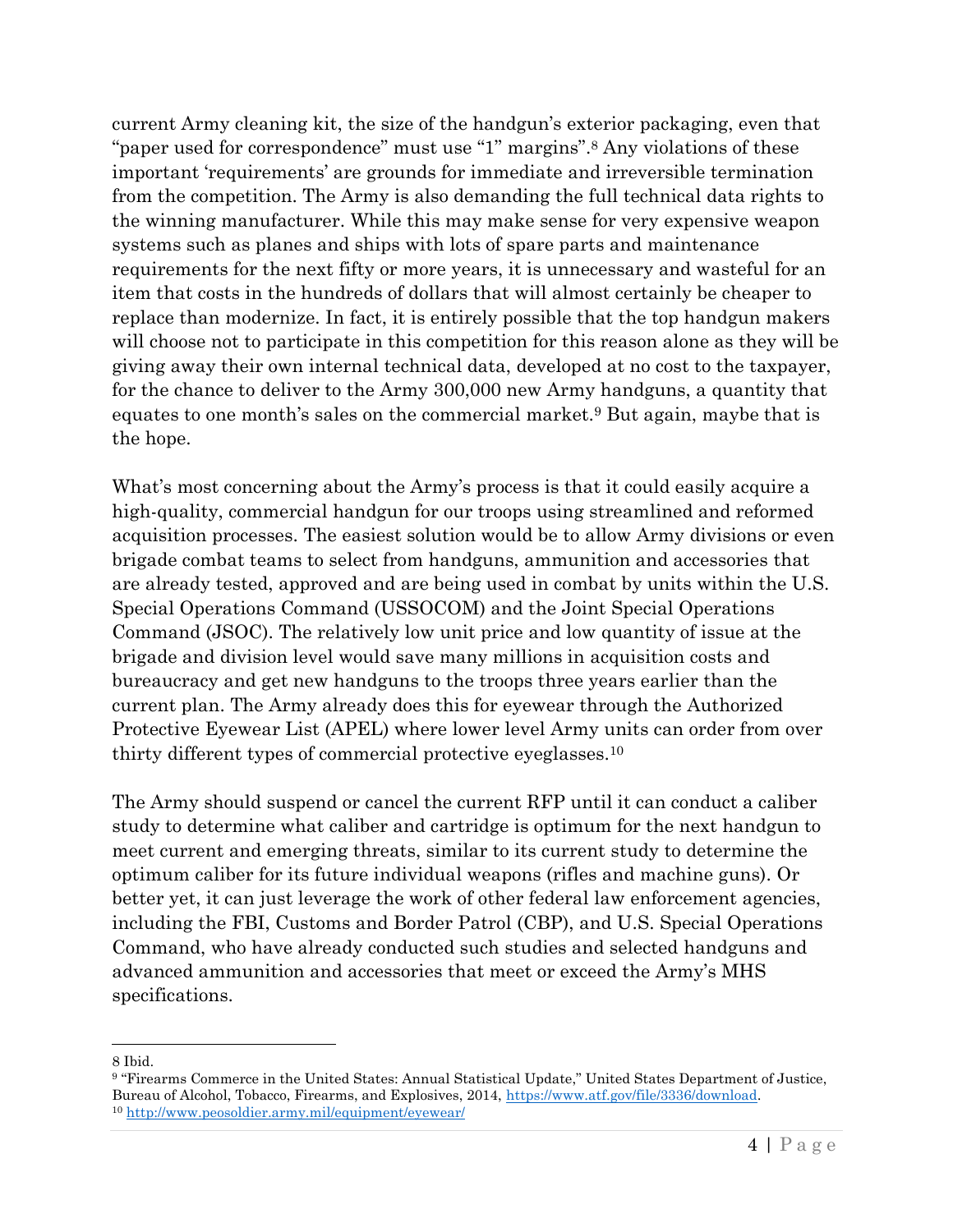current Army cleaning kit, the size of the handgun's exterior packaging, even that "paper used for correspondence" must use "1" margins".[8] Any violations of these important 'requirements' are grounds for immediate and irreversible termination from the competition. The Army is also demanding the full technical data rights to the winning manufacturer. While this may make sense for very expensive weapon systems such as planes and ships with lots of spare parts and maintenance requirements for the next fifty or more years, it is unnecessary and wasteful for an item that costs in the hundreds of dollars that will almost certainly be cheaper to replace than modernize. In fact, it is entirely possible that the top handgun makers will choose not to participate in this competition for this reason alone as they will be giving away their own internal technical data, developed at no cost to the taxpayer, for the chance to deliver to the Army 300,000 new Army handguns, a quantity that equates to one month's sales on the commercial market.[9] But again, maybe that is the hope.

What's most concerning about the Army's process is that it could easily acquire a high-quality, commercial handgun for our troops using streamlined and reformed acquisition processes. The easiest solution would be to allow Army divisions or even brigade combat teams to select from handguns, ammunition and accessories that are already tested, approved and are being used in combat by units within the U.S. Special Operations Command (USSOCOM) and the Joint Special Operations Command (JSOC). The relatively low unit price and low quantity of issue at the brigade and division level would save many millions in acquisition costs and bureaucracy and get new handguns to the troops three years earlier than the current plan. The Army already does this for eyewear through the Authorized Protective Eyewear List (APEL) where lower level Army units can order from over thirty different types of commercial protective eyeglasses.[10]

The Army should suspend or cancel the current RFP until it can conduct a caliber study to determine what caliber and cartridge is optimum for the next handgun to meet current and emerging threats, similar to its current study to determine the optimum caliber for its future individual weapons (rifles and machine guns). Or better yet, it can just leverage the work of other federal law enforcement agencies, including the FBI, Customs and Border Patrol (CBP), and U.S. Special Operations Command, who have already conducted such studies and selected handguns and advanced ammunition and accessories that meet or exceed the Army's MHS specifications.

---

8 Ibid.

9 "Firearms Commerce in the United States: Annual Statistical Update," United States Department of Justice, Bureau of Alcohol, Tobacco, Firearms, and Explosives, 2014, https://www.atf.gov/file/3336/download.

10 http://www.peosoldier.army.mil/equipment/eyewear/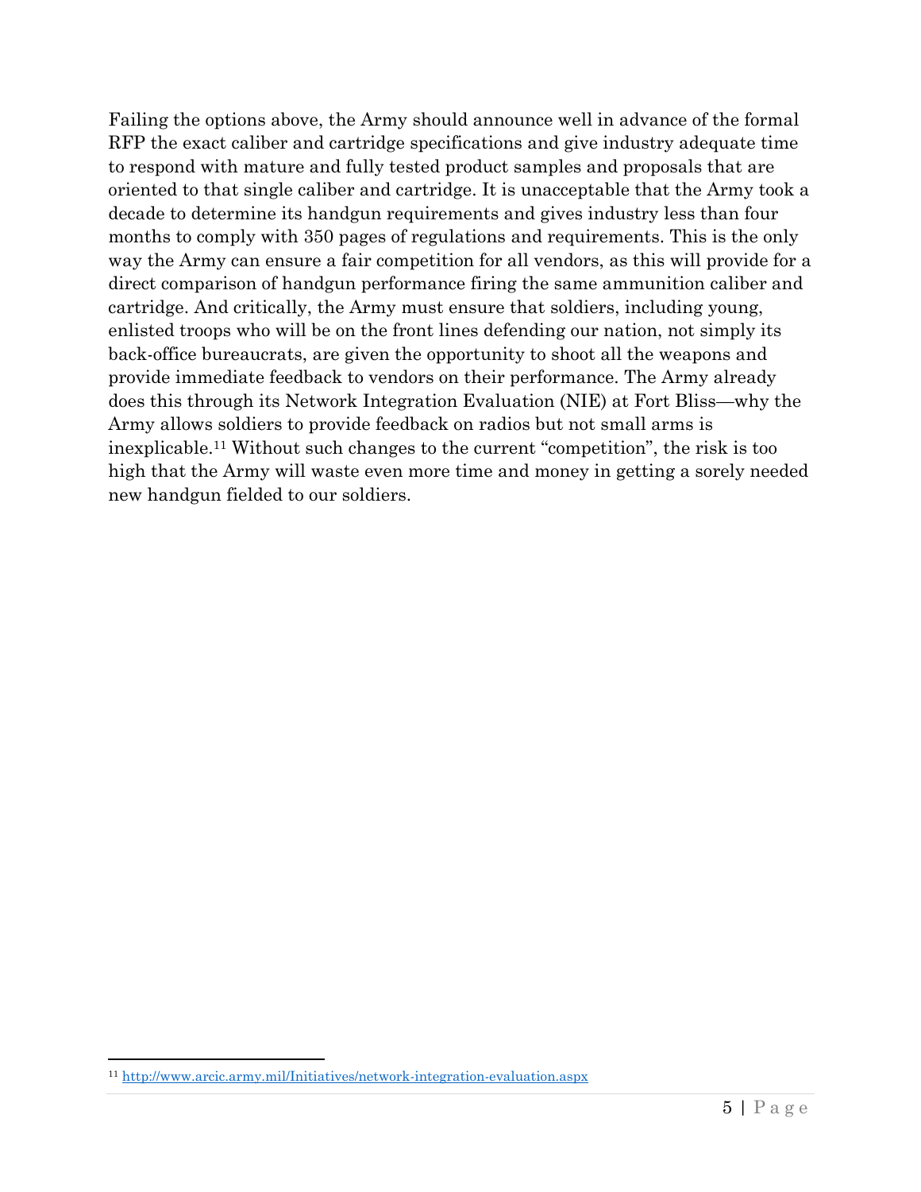Failing the options above, the Army should announce well in advance of the formal RFP the exact caliber and cartridge specifications and give industry adequate time to respond with mature and fully tested product samples and proposals that are oriented to that single caliber and cartridge. It is unacceptable that the Army took a decade to determine its handgun requirements and gives industry less than four months to comply with 350 pages of regulations and requirements. This is the only way the Army can ensure a fair competition for all vendors, as this will provide for a direct comparison of handgun performance firing the same ammunition caliber and cartridge. And critically, the Army must ensure that soldiers, including young, enlisted troops who will be on the front lines defending our nation, not simply its back-office bureaucrats, are given the opportunity to shoot all the weapons and provide immediate feedback to vendors on their performance. The Army already does this through its Network Integration Evaluation (NIE) at Fort Bliss—why the Army allows soldiers to provide feedback on radios but not small arms is inexplicable.[11] Without such changes to the current "competition", the risk is too high that the Army will waste even more time and money in getting a sorely needed new handgun fielded to our soldiers.

[11] http://www.arcic.army.mil/Initiatives/network-integration-evaluation.aspx